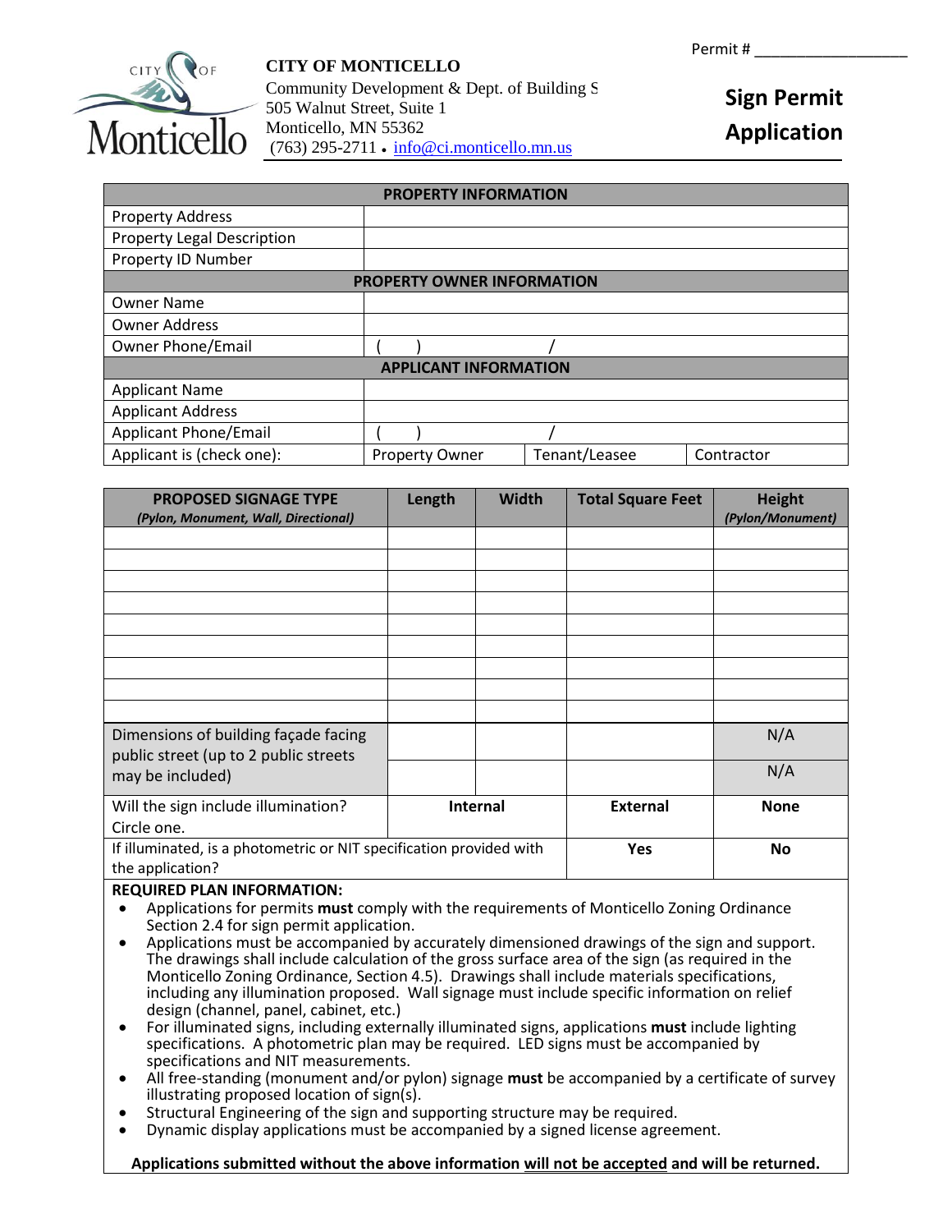Permit # ___________________

**CITY OF MONTICELLO**
Community Development & Dept. of Building S
505 Walnut Street, Suite 1
Monticello, MN 55362
(763) 295-2711 • info@ci.monticello.mn.us

# Sign Permit Application

| PROPERTY INFORMATION | | | |
|---|---|---|---|
| Property Address | | | |
| Property Legal Description | | | |
| Property ID Number | | | |
| **PROPERTY OWNER INFORMATION** | | | |
| Owner Name | | | |
| Owner Address | | | |
| Owner Phone/Email | (   )   / | | |
| **APPLICANT INFORMATION** | | | |
| Applicant Name | | | |
| Applicant Address | | | |
| Applicant Phone/Email | (   )   / | | |
| Applicant is (check one): | Property Owner | Tenant/Leasee | Contractor |

| **PROPOSED SIGNAGE TYPE** *(Pylon, Monument, Wall, Directional)* | **Length** | **Width** | **Total Square Feet** | **Height** *(Pylon/Monument)* |
|---|---|---|---|---|
| | | | | |
| | | | | |
| | | | | |
| | | | | |
| | | | | |
| | | | | |
| | | | | |
| | | | | |
| | | | | |
| Dimensions of building façade facing public street (up to 2 public streets may be included) | | | | N/A |
| | | | | N/A |
| Will the sign include illumination? Circle one. | **Internal** | | **External** | **None** |
| If illuminated, is a photometric or NIT specification provided with the application? | | | **Yes** | **No** |

**REQUIRED PLAN INFORMATION:**

- Applications for permits **must** comply with the requirements of Monticello Zoning Ordinance Section 2.4 for sign permit application.
- Applications must be accompanied by accurately dimensioned drawings of the sign and support. The drawings shall include calculation of the gross surface area of the sign (as required in the Monticello Zoning Ordinance, Section 4.5). Drawings shall include materials specifications, including any illumination proposed. Wall signage must include specific information on relief design (channel, panel, cabinet, etc.)
- For illuminated signs, including externally illuminated signs, applications **must** include lighting specifications. A photometric plan may be required. LED signs must be accompanied by specifications and NIT measurements.
- All free-standing (monument and/or pylon) signage **must** be accompanied by a certificate of survey illustrating proposed location of sign(s).
- Structural Engineering of the sign and supporting structure may be required.
- Dynamic display applications must be accompanied by a signed license agreement.

**Applications submitted without the above information will not be accepted and will be returned.**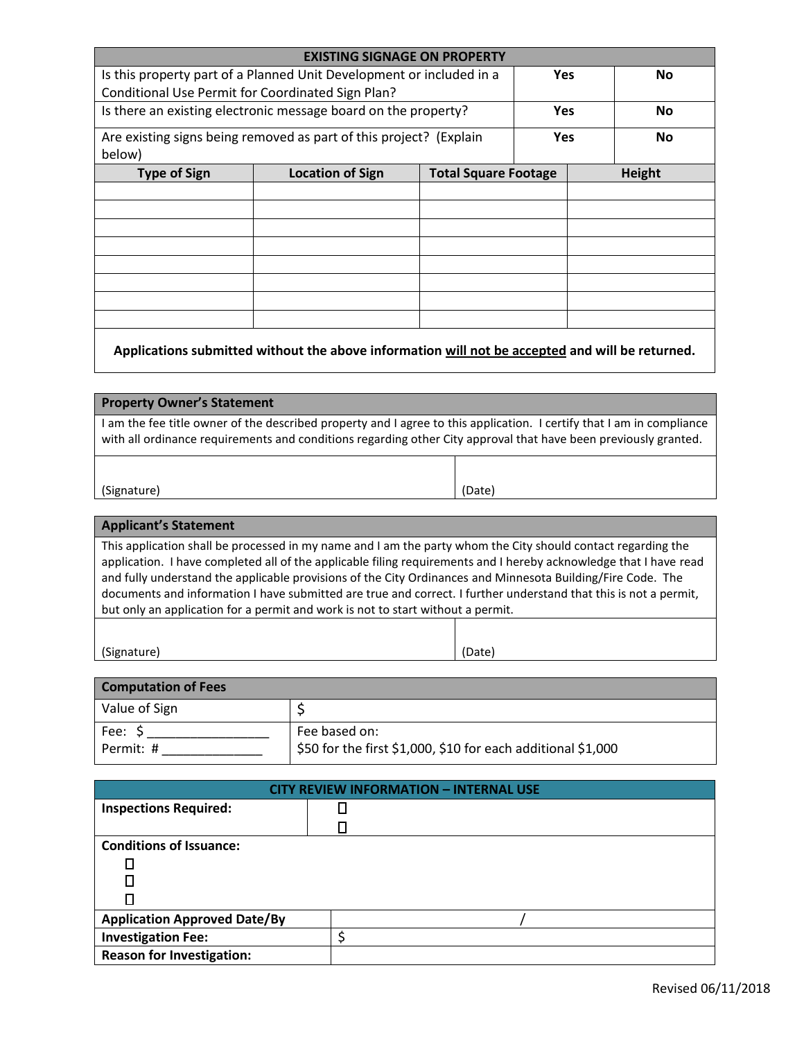| EXISTING SIGNAGE ON PROPERTY | | | |
|---|---|---|---|
| Is this property part of a Planned Unit Development or included in a Conditional Use Permit for Coordinated Sign Plan? | | Yes | No |
| Is there an existing electronic message board on the property? | | Yes | No |
| Are existing signs being removed as part of this project? (Explain below) | | Yes | No |
| **Type of Sign** | **Location of Sign** | **Total Square Footage** | **Height** |
| | | | |
| | | | |
| | | | |
| | | | |
| | | | |
| | | | |
| | | | |
| | | | |

**Applications submitted without the above information will not be accepted and will be returned.**

| Property Owner's Statement | |
|---|---|
| I am the fee title owner of the described property and I agree to this application. I certify that I am in compliance with all ordinance requirements and conditions regarding other City approval that have been previously granted. | |
| (Signature) | (Date) |

| Applicant's Statement | |
|---|---|
| This application shall be processed in my name and I am the party whom the City should contact regarding the application. I have completed all of the applicable filing requirements and I hereby acknowledge that I have read and fully understand the applicable provisions of the City Ordinances and Minnesota Building/Fire Code. The documents and information I have submitted are true and correct. I further understand that this is not a permit, but only an application for a permit and work is not to start without a permit. | |
| (Signature) | (Date) |

| Computation of Fees | |
|---|---|
| Value of Sign | $ |
| Fee: $ _______________ Permit: # _____________ | Fee based on: $50 for the first $1,000, $10 for each additional $1,000 |

| CITY REVIEW INFORMATION – INTERNAL USE | |
|---|---|
| **Inspections Required:** | ☐ ☐ |
| **Conditions of Issuance:** ☐ ☐ ☐ | |
| **Application Approved Date/By** | / |
| **Investigation Fee:** | $ |
| **Reason for Investigation:** | |

Revised 06/11/2018